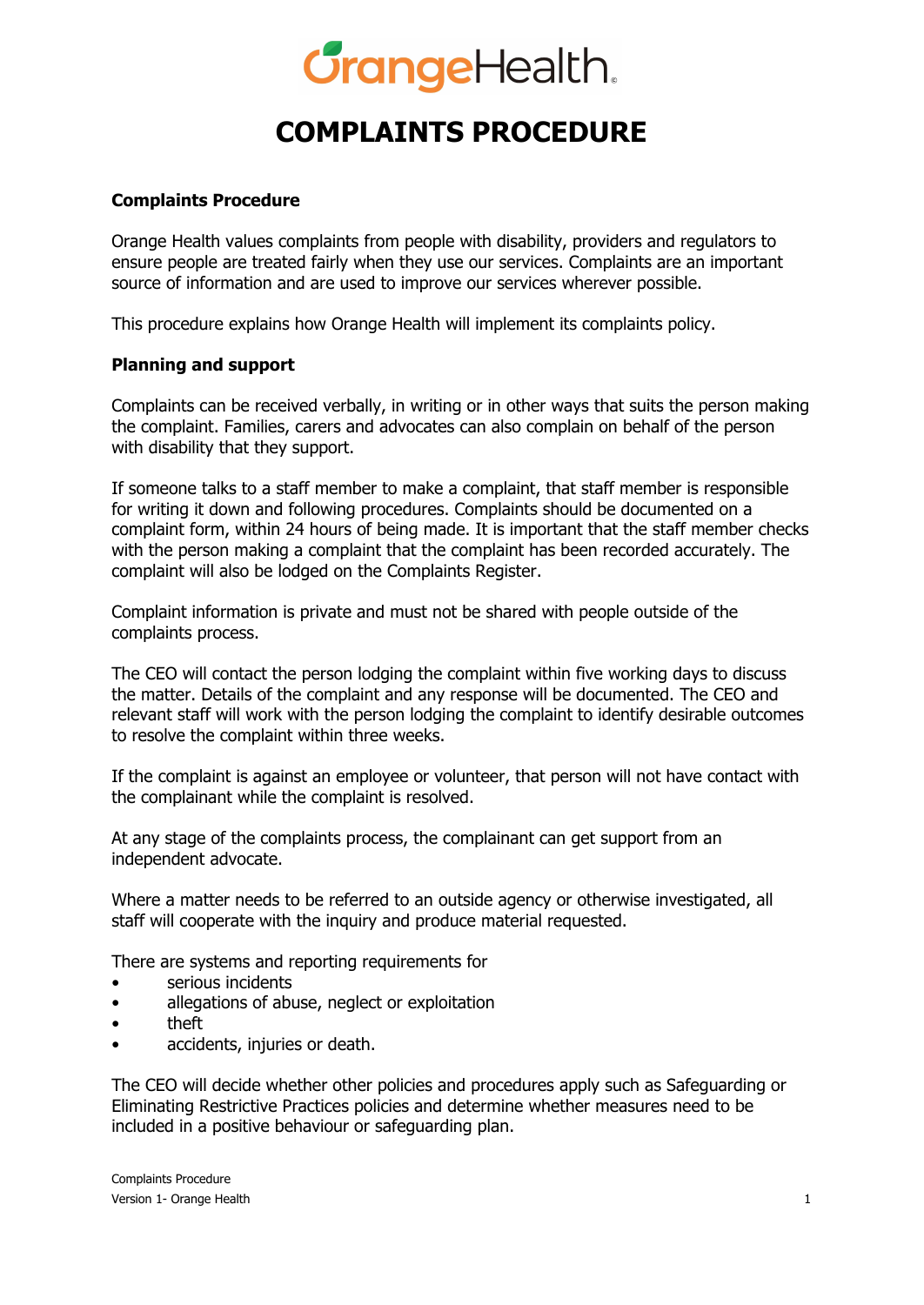# COMPLAINTS PROCEDURE

**Complaints Procedure**

Orange Health values complaints from people with disability, providers and regulators to ensure people are treated fairly when they use our services. Complaints are an important source of information and are used to improve our services wherever possible.

This procedure explains how Orange Health will implement its complaints policy.

**Planning and support**

Complaints can be received verbally, in writing or in other ways that suits the person making the complaint. Families, carers and advocates can also complain on behalf of the person with disability that they support.

If someone talks to a staff member to make a complaint, that staff member is responsible for writing it down and following procedures. Complaints should be documented on a complaint form, within 24 hours of being made. It is important that the staff member checks with the person making a complaint that the complaint has been recorded accurately. The complaint will also be lodged on the Complaints Register.

Complaint information is private and must not be shared with people outside of the complaints process.

The CEO will contact the person lodging the complaint within five working days to discuss the matter. Details of the complaint and any response will be documented. The CEO and relevant staff will work with the person lodging the complaint to identify desirable outcomes to resolve the complaint within three weeks.

If the complaint is against an employee or volunteer, that person will not have contact with the complainant while the complaint is resolved.

At any stage of the complaints process, the complainant can get support from an independent advocate.

Where a matter needs to be referred to an outside agency or otherwise investigated, all staff will cooperate with the inquiry and produce material requested.

There are systems and reporting requirements for

- serious incidents
- allegations of abuse, neglect or exploitation
- theft
- accidents, injuries or death.

The CEO will decide whether other policies and procedures apply such as Safeguarding or Eliminating Restrictive Practices policies and determine whether measures need to be included in a positive behaviour or safeguarding plan.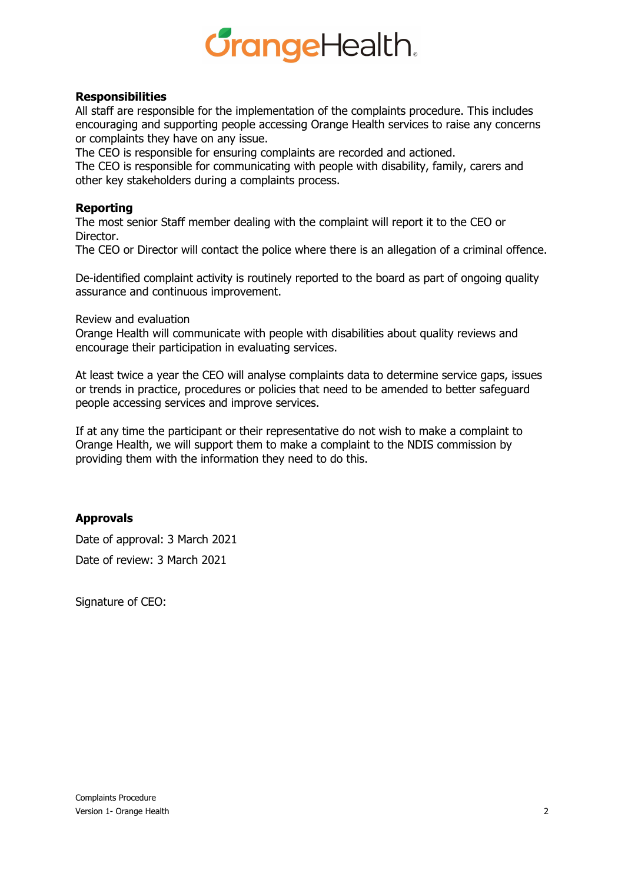**Responsibilities**

All staff are responsible for the implementation of the complaints procedure. This includes encouraging and supporting people accessing Orange Health services to raise any concerns or complaints they have on any issue.

The CEO is responsible for ensuring complaints are recorded and actioned.

The CEO is responsible for communicating with people with disability, family, carers and other key stakeholders during a complaints process.

**Reporting**

The most senior Staff member dealing with the complaint will report it to the CEO or Director.

The CEO or Director will contact the police where there is an allegation of a criminal offence.

De-identified complaint activity is routinely reported to the board as part of ongoing quality assurance and continuous improvement.

Review and evaluation

Orange Health will communicate with people with disabilities about quality reviews and encourage their participation in evaluating services.

At least twice a year the CEO will analyse complaints data to determine service gaps, issues or trends in practice, procedures or policies that need to be amended to better safeguard people accessing services and improve services.

If at any time the participant or their representative do not wish to make a complaint to Orange Health, we will support them to make a complaint to the NDIS commission by providing them with the information they need to do this.

**Approvals**

Date of approval: 3 March 2021

Date of review: 3 March 2021

Signature of CEO: